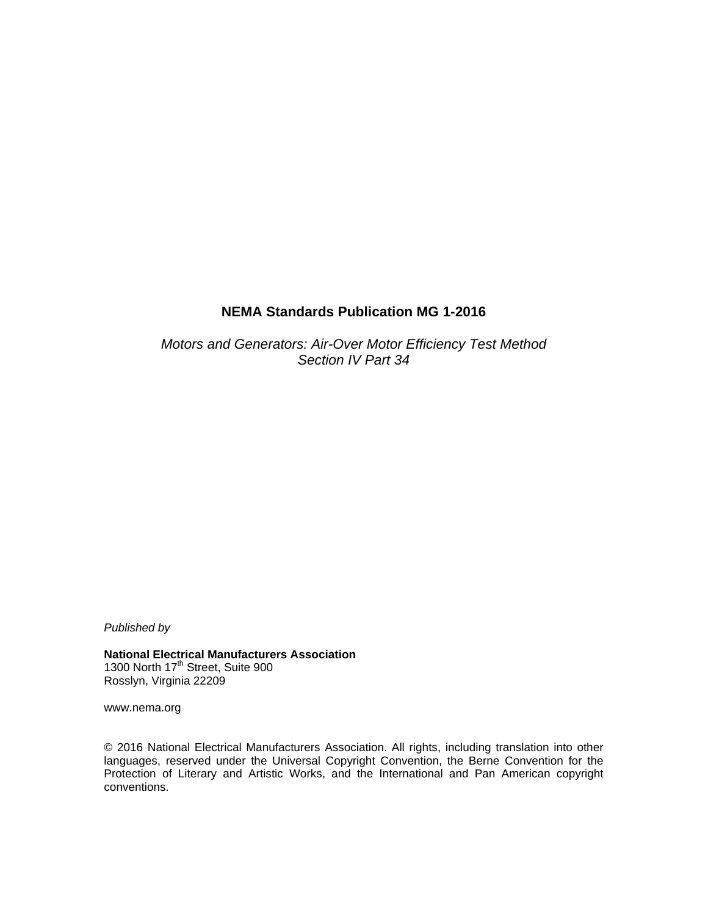**NEMA Standards Publication MG 1-2016**

*Motors and Generators: Air-Over Motor Efficiency Test Method*
*Section IV Part 34*

*Published by*

**National Electrical Manufacturers Association**
1300 North 17th Street, Suite 900
Rosslyn, Virginia 22209

www.nema.org

© 2016 National Electrical Manufacturers Association. All rights, including translation into other languages, reserved under the Universal Copyright Convention, the Berne Convention for the Protection of Literary and Artistic Works, and the International and Pan American copyright conventions.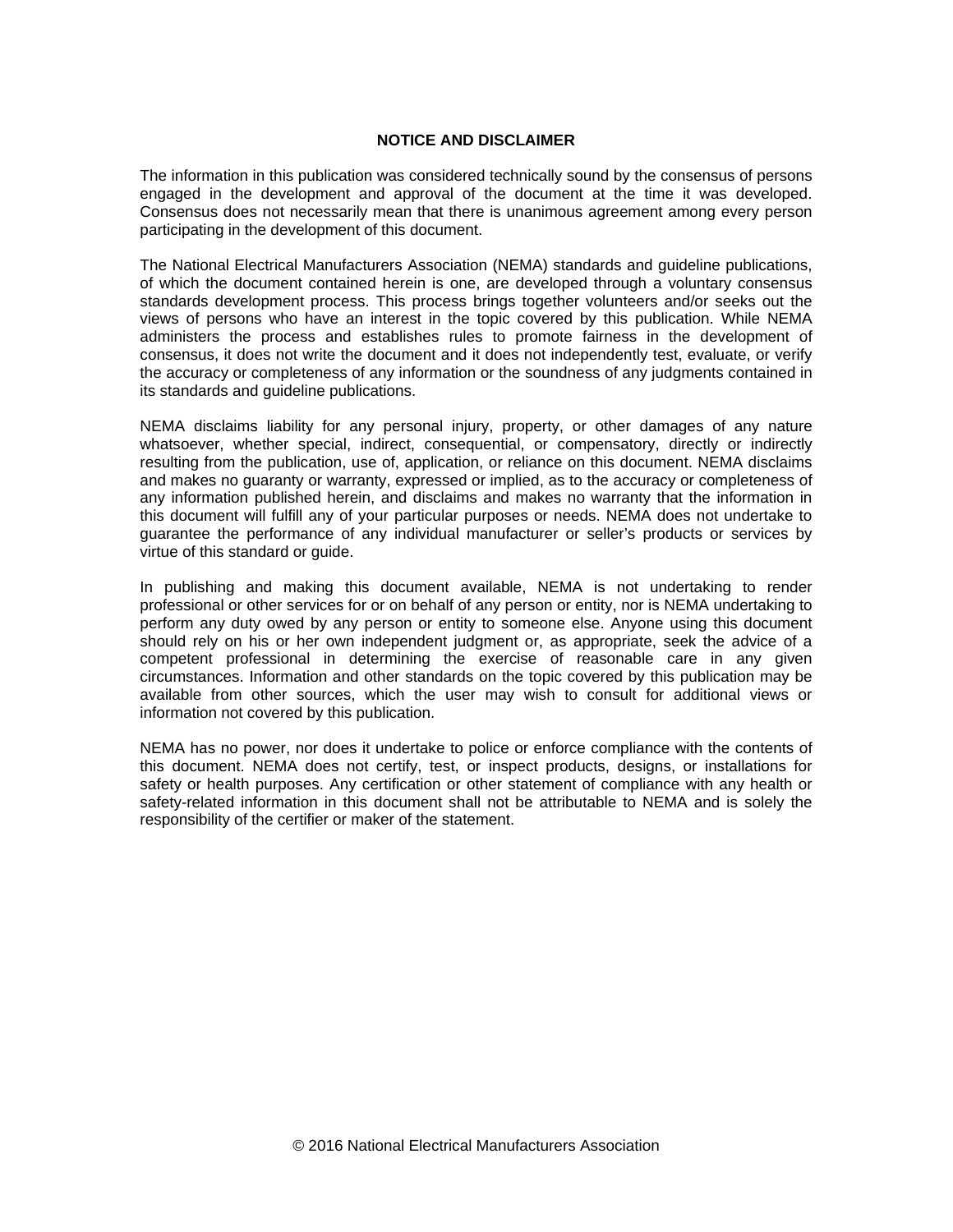## NOTICE AND DISCLAIMER

The information in this publication was considered technically sound by the consensus of persons engaged in the development and approval of the document at the time it was developed. Consensus does not necessarily mean that there is unanimous agreement among every person participating in the development of this document.

The National Electrical Manufacturers Association (NEMA) standards and guideline publications, of which the document contained herein is one, are developed through a voluntary consensus standards development process. This process brings together volunteers and/or seeks out the views of persons who have an interest in the topic covered by this publication. While NEMA administers the process and establishes rules to promote fairness in the development of consensus, it does not write the document and it does not independently test, evaluate, or verify the accuracy or completeness of any information or the soundness of any judgments contained in its standards and guideline publications.

NEMA disclaims liability for any personal injury, property, or other damages of any nature whatsoever, whether special, indirect, consequential, or compensatory, directly or indirectly resulting from the publication, use of, application, or reliance on this document. NEMA disclaims and makes no guaranty or warranty, expressed or implied, as to the accuracy or completeness of any information published herein, and disclaims and makes no warranty that the information in this document will fulfill any of your particular purposes or needs. NEMA does not undertake to guarantee the performance of any individual manufacturer or seller's products or services by virtue of this standard or guide.

In publishing and making this document available, NEMA is not undertaking to render professional or other services for or on behalf of any person or entity, nor is NEMA undertaking to perform any duty owed by any person or entity to someone else. Anyone using this document should rely on his or her own independent judgment or, as appropriate, seek the advice of a competent professional in determining the exercise of reasonable care in any given circumstances. Information and other standards on the topic covered by this publication may be available from other sources, which the user may wish to consult for additional views or information not covered by this publication.

NEMA has no power, nor does it undertake to police or enforce compliance with the contents of this document. NEMA does not certify, test, or inspect products, designs, or installations for safety or health purposes. Any certification or other statement of compliance with any health or safety-related information in this document shall not be attributable to NEMA and is solely the responsibility of the certifier or maker of the statement.

© 2016 National Electrical Manufacturers Association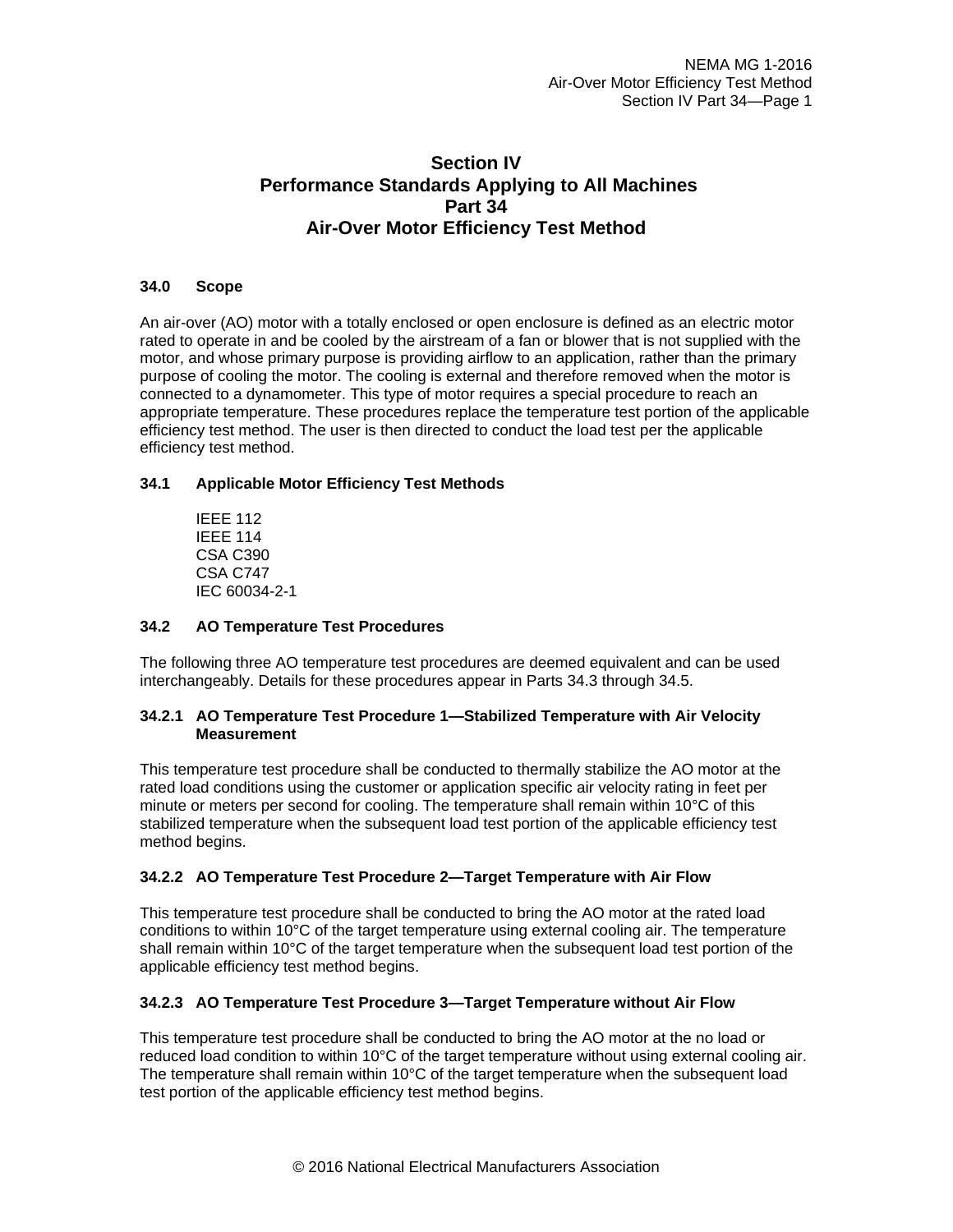# Section IV
# Performance Standards Applying to All Machines
# Part 34
# Air-Over Motor Efficiency Test Method

## 34.0 Scope

An air-over (AO) motor with a totally enclosed or open enclosure is defined as an electric motor rated to operate in and be cooled by the airstream of a fan or blower that is not supplied with the motor, and whose primary purpose is providing airflow to an application, rather than the primary purpose of cooling the motor. The cooling is external and therefore removed when the motor is connected to a dynamometer. This type of motor requires a special procedure to reach an appropriate temperature. These procedures replace the temperature test portion of the applicable efficiency test method. The user is then directed to conduct the load test per the applicable efficiency test method.

## 34.1 Applicable Motor Efficiency Test Methods

IEEE 112
IEEE 114
CSA C390
CSA C747
IEC 60034-2-1

## 34.2 AO Temperature Test Procedures

The following three AO temperature test procedures are deemed equivalent and can be used interchangeably. Details for these procedures appear in Parts 34.3 through 34.5.

### 34.2.1 AO Temperature Test Procedure 1—Stabilized Temperature with Air Velocity Measurement

This temperature test procedure shall be conducted to thermally stabilize the AO motor at the rated load conditions using the customer or application specific air velocity rating in feet per minute or meters per second for cooling. The temperature shall remain within 10°C of this stabilized temperature when the subsequent load test portion of the applicable efficiency test method begins.

### 34.2.2 AO Temperature Test Procedure 2—Target Temperature with Air Flow

This temperature test procedure shall be conducted to bring the AO motor at the rated load conditions to within 10°C of the target temperature using external cooling air. The temperature shall remain within 10°C of the target temperature when the subsequent load test portion of the applicable efficiency test method begins.

### 34.2.3 AO Temperature Test Procedure 3—Target Temperature without Air Flow

This temperature test procedure shall be conducted to bring the AO motor at the no load or reduced load condition to within 10°C of the target temperature without using external cooling air. The temperature shall remain within 10°C of the target temperature when the subsequent load test portion of the applicable efficiency test method begins.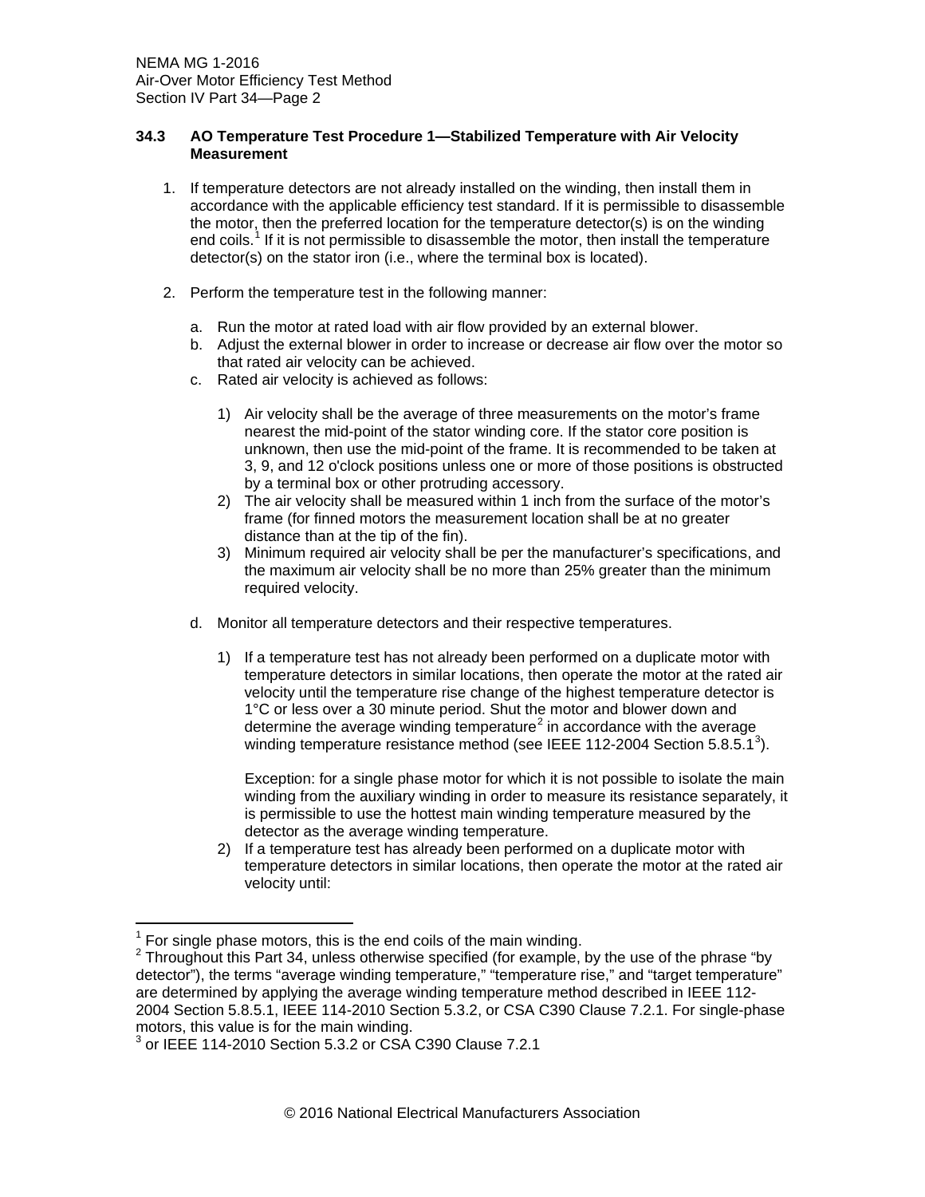### 34.3 AO Temperature Test Procedure 1—Stabilized Temperature with Air Velocity Measurement

1. If temperature detectors are not already installed on the winding, then install them in accordance with the applicable efficiency test standard. If it is permissible to disassemble the motor, then the preferred location for the temperature detector(s) is on the winding end coils.[1] If it is not permissible to disassemble the motor, then install the temperature detector(s) on the stator iron (i.e., where the terminal box is located).

2. Perform the temperature test in the following manner:

   a. Run the motor at rated load with air flow provided by an external blower.
   b. Adjust the external blower in order to increase or decrease air flow over the motor so that rated air velocity can be achieved.
   c. Rated air velocity is achieved as follows:

      1) Air velocity shall be the average of three measurements on the motor's frame nearest the mid-point of the stator winding core. If the stator core position is unknown, then use the mid-point of the frame. It is recommended to be taken at 3, 9, and 12 o'clock positions unless one or more of those positions is obstructed by a terminal box or other protruding accessory.
      2) The air velocity shall be measured within 1 inch from the surface of the motor's frame (for finned motors the measurement location shall be at no greater distance than at the tip of the fin).
      3) Minimum required air velocity shall be per the manufacturer's specifications, and the maximum air velocity shall be no more than 25% greater than the minimum required velocity.

   d. Monitor all temperature detectors and their respective temperatures.

      1) If a temperature test has not already been performed on a duplicate motor with temperature detectors in similar locations, then operate the motor at the rated air velocity until the temperature rise change of the highest temperature detector is 1°C or less over a 30 minute period. Shut the motor and blower down and determine the average winding temperature[2] in accordance with the average winding temperature resistance method (see IEEE 112-2004 Section 5.8.5.1[3]).

         Exception: for a single phase motor for which it is not possible to isolate the main winding from the auxiliary winding in order to measure its resistance separately, it is permissible to use the hottest main winding temperature measured by the detector as the average winding temperature.
      2) If a temperature test has already been performed on a duplicate motor with temperature detectors in similar locations, then operate the motor at the rated air velocity until:

---

[1] For single phase motors, this is the end coils of the main winding.

[2] Throughout this Part 34, unless otherwise specified (for example, by the use of the phrase "by detector"), the terms "average winding temperature," "temperature rise," and "target temperature" are determined by applying the average winding temperature method described in IEEE 112-2004 Section 5.8.5.1, IEEE 114-2010 Section 5.3.2, or CSA C390 Clause 7.2.1. For single-phase motors, this value is for the main winding.

[3] or IEEE 114-2010 Section 5.3.2 or CSA C390 Clause 7.2.1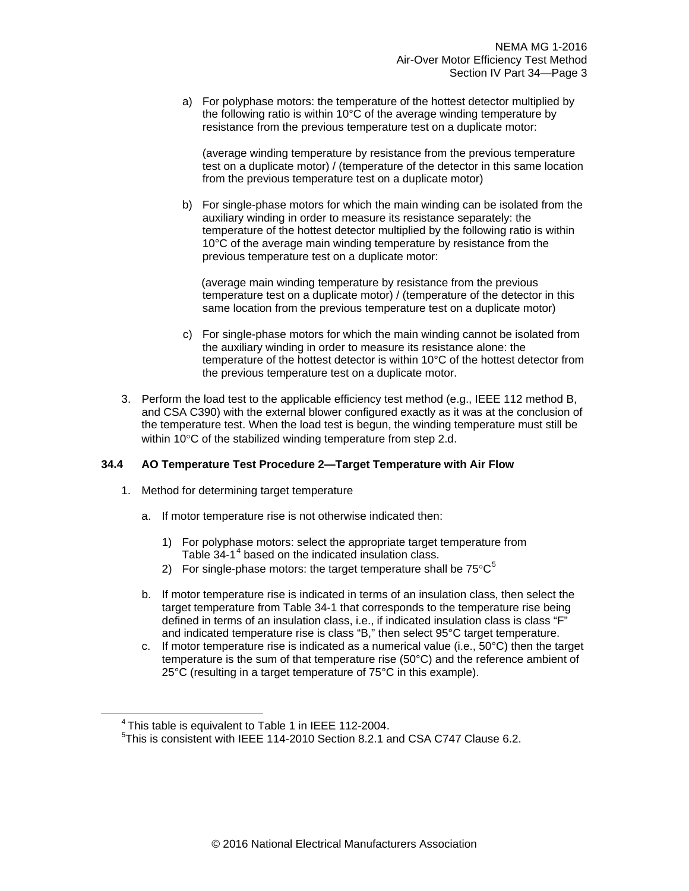a) For polyphase motors: the temperature of the hottest detector multiplied by the following ratio is within 10°C of the average winding temperature by resistance from the previous temperature test on a duplicate motor:

   (average winding temperature by resistance from the previous temperature test on a duplicate motor) / (temperature of the detector in this same location from the previous temperature test on a duplicate motor)

b) For single-phase motors for which the main winding can be isolated from the auxiliary winding in order to measure its resistance separately: the temperature of the hottest detector multiplied by the following ratio is within 10°C of the average main winding temperature by resistance from the previous temperature test on a duplicate motor:

   (average main winding temperature by resistance from the previous temperature test on a duplicate motor) / (temperature of the detector in this same location from the previous temperature test on a duplicate motor)

c) For single-phase motors for which the main winding cannot be isolated from the auxiliary winding in order to measure its resistance alone: the temperature of the hottest detector is within 10°C of the hottest detector from the previous temperature test on a duplicate motor.

3. Perform the load test to the applicable efficiency test method (e.g., IEEE 112 method B, and CSA C390) with the external blower configured exactly as it was at the conclusion of the temperature test. When the load test is begun, the winding temperature must still be within 10°C of the stabilized winding temperature from step 2.d.

## 34.4 AO Temperature Test Procedure 2—Target Temperature with Air Flow

1. Method for determining target temperature

   a. If motor temperature rise is not otherwise indicated then:

      1) For polyphase motors: select the appropriate target temperature from Table 34-1[4] based on the indicated insulation class.
      2) For single-phase motors: the target temperature shall be 75°C[5]

   b. If motor temperature rise is indicated in terms of an insulation class, then select the target temperature from Table 34-1 that corresponds to the temperature rise being defined in terms of an insulation class, i.e., if indicated insulation class is class “F” and indicated temperature rise is class “B,” then select 95°C target temperature.
   c. If motor temperature rise is indicated as a numerical value (i.e., 50°C) then the target temperature is the sum of that temperature rise (50°C) and the reference ambient of 25°C (resulting in a target temperature of 75°C in this example).

[4] This table is equivalent to Table 1 in IEEE 112-2004.
[5] This is consistent with IEEE 114-2010 Section 8.2.1 and CSA C747 Clause 6.2.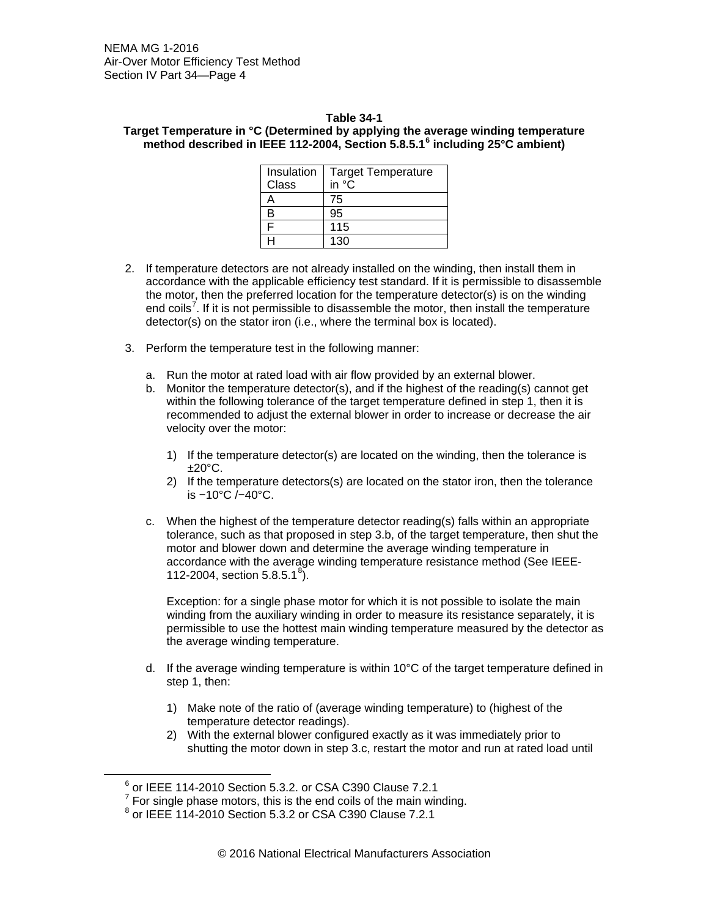**Table 34-1**
**Target Temperature in °C (Determined by applying the average winding temperature method described in IEEE 112-2004, Section 5.8.5.1[6] including 25°C ambient)**

| Insulation Class | Target Temperature in °C |
| --- | --- |
| A | 75 |
| B | 95 |
| F | 115 |
| H | 130 |

2. If temperature detectors are not already installed on the winding, then install them in accordance with the applicable efficiency test standard. If it is permissible to disassemble the motor, then the preferred location for the temperature detector(s) is on the winding end coils[7]. If it is not permissible to disassemble the motor, then install the temperature detector(s) on the stator iron (i.e., where the terminal box is located).

3. Perform the temperature test in the following manner:

   a. Run the motor at rated load with air flow provided by an external blower.
   b. Monitor the temperature detector(s), and if the highest of the reading(s) cannot get within the following tolerance of the target temperature defined in step 1, then it is recommended to adjust the external blower in order to increase or decrease the air velocity over the motor:

      1) If the temperature detector(s) are located on the winding, then the tolerance is ±20°C.
      2) If the temperature detectors(s) are located on the stator iron, then the tolerance is −10°C /−40°C.

   c. When the highest of the temperature detector reading(s) falls within an appropriate tolerance, such as that proposed in step 3.b, of the target temperature, then shut the motor and blower down and determine the average winding temperature in accordance with the average winding temperature resistance method (See IEEE-112-2004, section 5.8.5.1[8]).

      Exception: for a single phase motor for which it is not possible to isolate the main winding from the auxiliary winding in order to measure its resistance separately, it is permissible to use the hottest main winding temperature measured by the detector as the average winding temperature.

   d. If the average winding temperature is within 10°C of the target temperature defined in step 1, then:

      1) Make note of the ratio of (average winding temperature) to (highest of the temperature detector readings).
      2) With the external blower configured exactly as it was immediately prior to shutting the motor down in step 3.c, restart the motor and run at rated load until

---

[6] or IEEE 114-2010 Section 5.3.2. or CSA C390 Clause 7.2.1
[7] For single phase motors, this is the end coils of the main winding.
[8] or IEEE 114-2010 Section 5.3.2 or CSA C390 Clause 7.2.1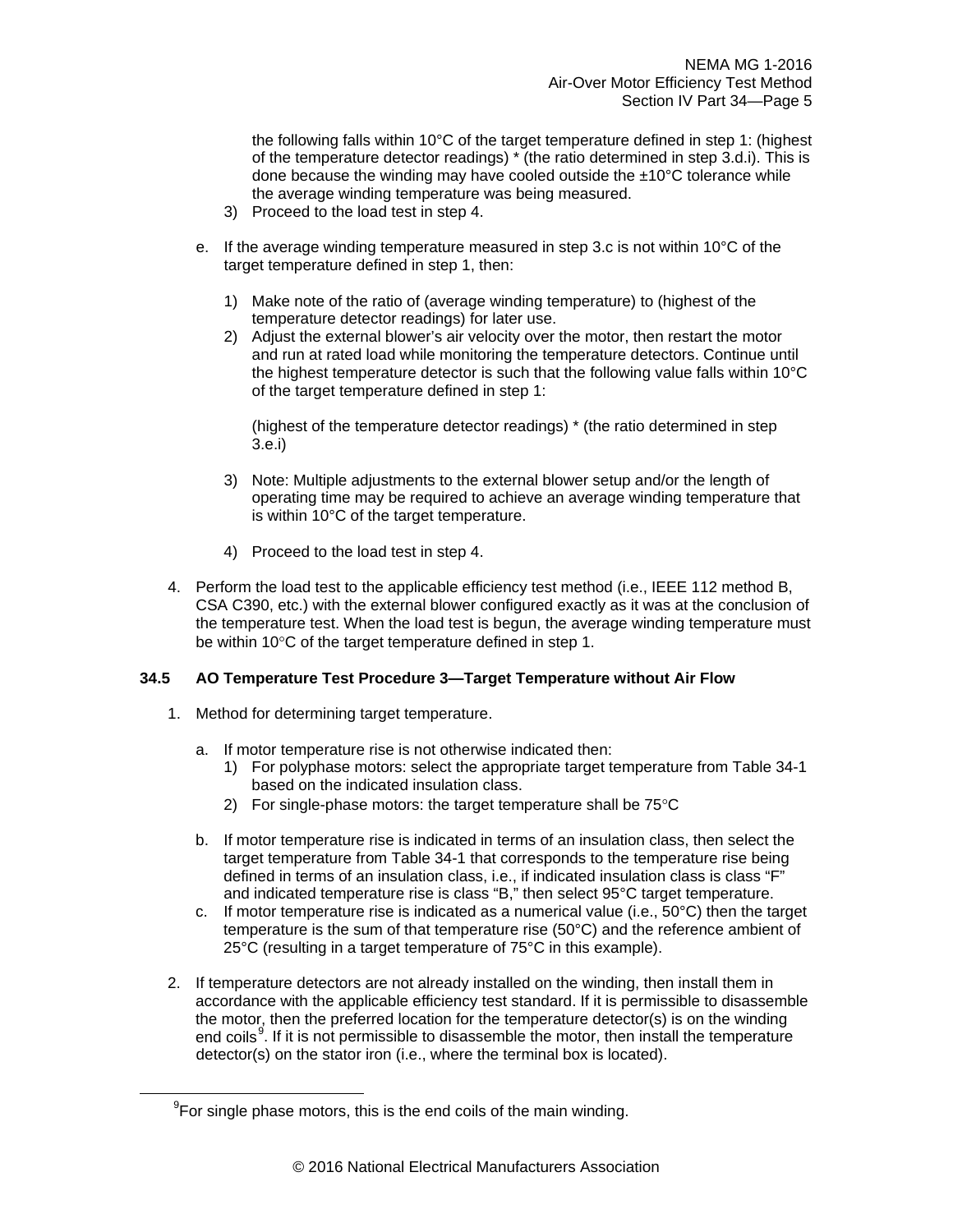the following falls within 10°C of the target temperature defined in step 1: (highest of the temperature detector readings) * (the ratio determined in step 3.d.i). This is done because the winding may have cooled outside the ±10°C tolerance while the average winding temperature was being measured.

3) Proceed to the load test in step 4.

e. If the average winding temperature measured in step 3.c is not within 10°C of the target temperature defined in step 1, then:

   1) Make note of the ratio of (average winding temperature) to (highest of the temperature detector readings) for later use.
   2) Adjust the external blower's air velocity over the motor, then restart the motor and run at rated load while monitoring the temperature detectors. Continue until the highest temperature detector is such that the following value falls within 10°C of the target temperature defined in step 1:

      (highest of the temperature detector readings) * (the ratio determined in step 3.e.i)

   3) Note: Multiple adjustments to the external blower setup and/or the length of operating time may be required to achieve an average winding temperature that is within 10°C of the target temperature.

   4) Proceed to the load test in step 4.

4. Perform the load test to the applicable efficiency test method (i.e., IEEE 112 method B, CSA C390, etc.) with the external blower configured exactly as it was at the conclusion of the temperature test. When the load test is begun, the average winding temperature must be within 10°C of the target temperature defined in step 1.

## 34.5 AO Temperature Test Procedure 3—Target Temperature without Air Flow

1. Method for determining target temperature.

   a. If motor temperature rise is not otherwise indicated then:
      1) For polyphase motors: select the appropriate target temperature from Table 34-1 based on the indicated insulation class.
      2) For single-phase motors: the target temperature shall be 75°C

   b. If motor temperature rise is indicated in terms of an insulation class, then select the target temperature from Table 34-1 that corresponds to the temperature rise being defined in terms of an insulation class, i.e., if indicated insulation class is class "F" and indicated temperature rise is class "B," then select 95°C target temperature.
   c. If motor temperature rise is indicated as a numerical value (i.e., 50°C) then the target temperature is the sum of that temperature rise (50°C) and the reference ambient of 25°C (resulting in a target temperature of 75°C in this example).

2. If temperature detectors are not already installed on the winding, then install them in accordance with the applicable efficiency test standard. If it is permissible to disassemble the motor, then the preferred location for the temperature detector(s) is on the winding end coils[9]. If it is not permissible to disassemble the motor, then install the temperature detector(s) on the stator iron (i.e., where the terminal box is located).

[9] For single phase motors, this is the end coils of the main winding.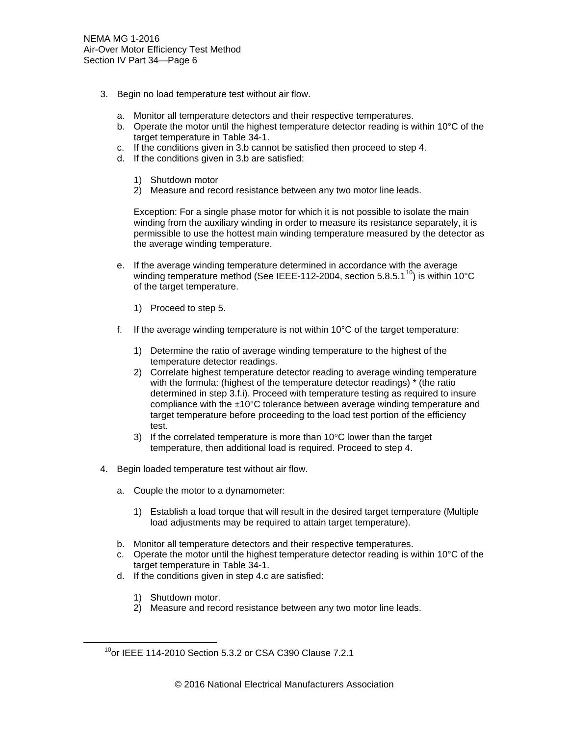3. Begin no load temperature test without air flow.

   a. Monitor all temperature detectors and their respective temperatures.
   b. Operate the motor until the highest temperature detector reading is within 10°C of the target temperature in Table 34-1.
   c. If the conditions given in 3.b cannot be satisfied then proceed to step 4.
   d. If the conditions given in 3.b are satisfied:

      1) Shutdown motor
      2) Measure and record resistance between any two motor line leads.

      Exception: For a single phase motor for which it is not possible to isolate the main winding from the auxiliary winding in order to measure its resistance separately, it is permissible to use the hottest main winding temperature measured by the detector as the average winding temperature.

   e. If the average winding temperature determined in accordance with the average winding temperature method (See IEEE-112-2004, section 5.8.5.1[10]) is within 10°C of the target temperature.

      1) Proceed to step 5.

   f. If the average winding temperature is not within 10°C of the target temperature:

      1) Determine the ratio of average winding temperature to the highest of the temperature detector readings.
      2) Correlate highest temperature detector reading to average winding temperature with the formula: (highest of the temperature detector readings) * (the ratio determined in step 3.f.i). Proceed with temperature testing as required to insure compliance with the ±10°C tolerance between average winding temperature and target temperature before proceeding to the load test portion of the efficiency test.
      3) If the correlated temperature is more than 10°C lower than the target temperature, then additional load is required. Proceed to step 4.

4. Begin loaded temperature test without air flow.

   a. Couple the motor to a dynamometer:

      1) Establish a load torque that will result in the desired target temperature (Multiple load adjustments may be required to attain target temperature).

   b. Monitor all temperature detectors and their respective temperatures.
   c. Operate the motor until the highest temperature detector reading is within 10°C of the target temperature in Table 34-1.
   d. If the conditions given in step 4.c are satisfied:

      1) Shutdown motor.
      2) Measure and record resistance between any two motor line leads.

[10] or IEEE 114-2010 Section 5.3.2 or CSA C390 Clause 7.2.1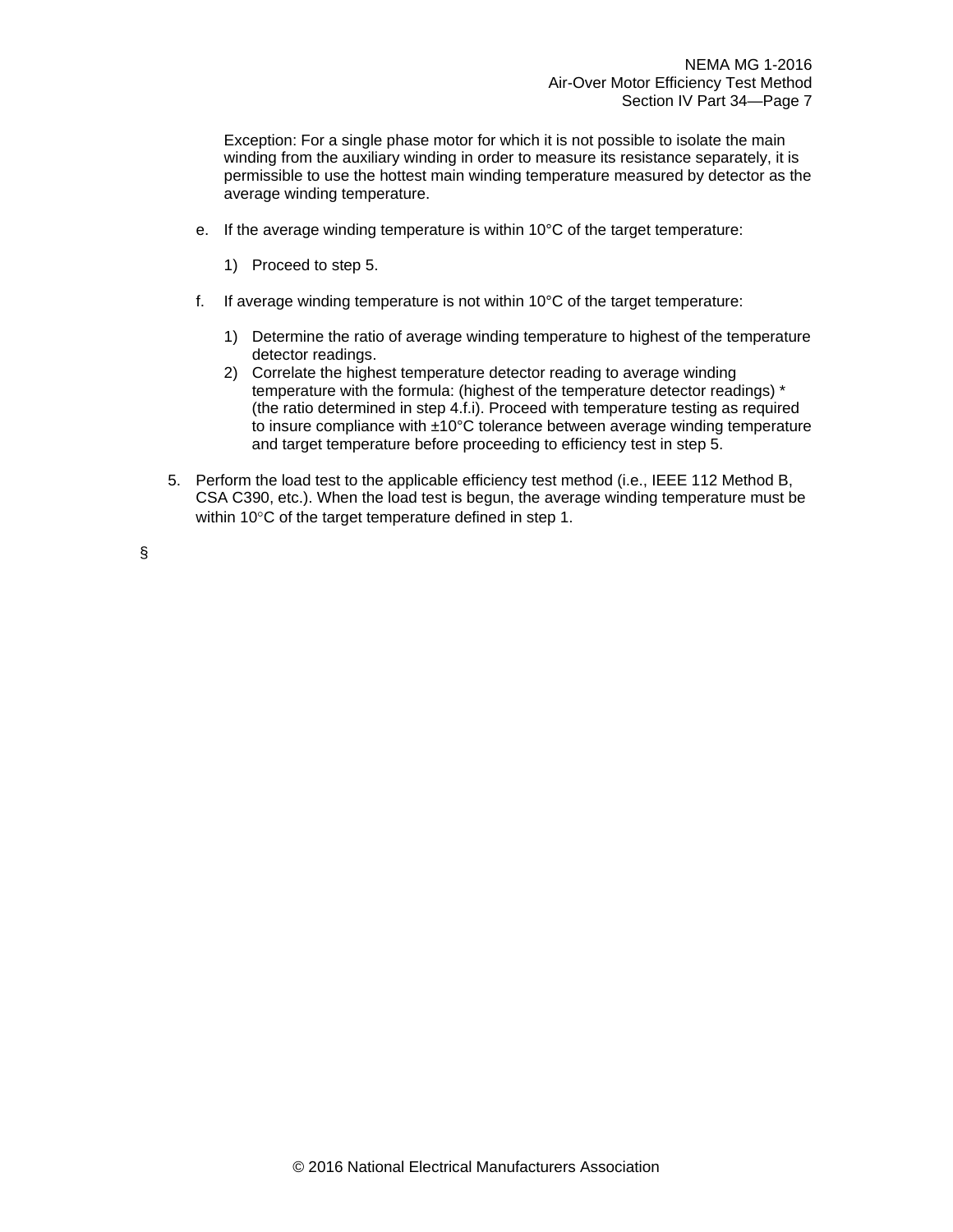Exception: For a single phase motor for which it is not possible to isolate the main winding from the auxiliary winding in order to measure its resistance separately, it is permissible to use the hottest main winding temperature measured by detector as the average winding temperature.

e. If the average winding temperature is within 10°C of the target temperature:

   1) Proceed to step 5.

f. If average winding temperature is not within 10°C of the target temperature:

   1) Determine the ratio of average winding temperature to highest of the temperature detector readings.
   2) Correlate the highest temperature detector reading to average winding temperature with the formula: (highest of the temperature detector readings) * (the ratio determined in step 4.f.i). Proceed with temperature testing as required to insure compliance with ±10°C tolerance between average winding temperature and target temperature before proceeding to efficiency test in step 5.

5. Perform the load test to the applicable efficiency test method (i.e., IEEE 112 Method B, CSA C390, etc.). When the load test is begun, the average winding temperature must be within 10°C of the target temperature defined in step 1.

§